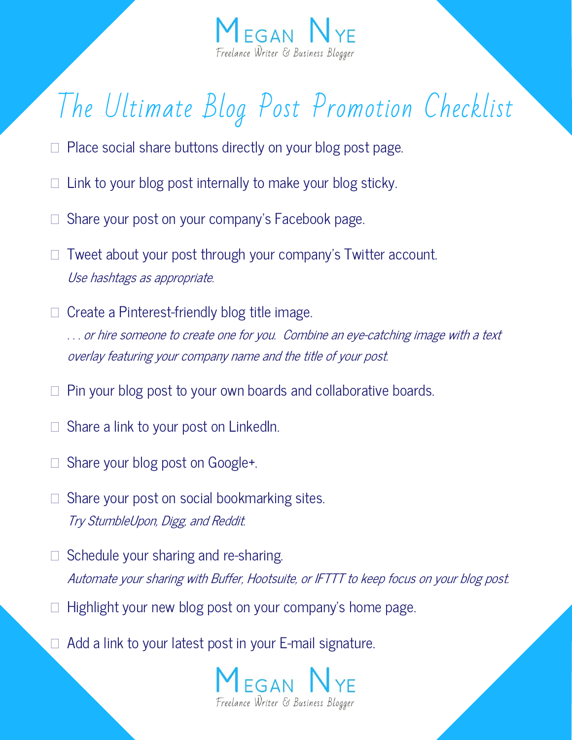Megan Nye
Freelance Writer & Business Blogger

# The Ultimate Blog Post Promotion Checklist

- [ ] Place social share buttons directly on your blog post page.
- [ ] Link to your blog post internally to make your blog sticky.
- [ ] Share your post on your company's Facebook page.
- [ ] Tweet about your post through your company's Twitter account.
  *Use hashtags as appropriate.*
- [ ] Create a Pinterest-friendly blog title image.
  *. . . or hire someone to create one for you. Combine an eye-catching image with a text overlay featuring your company name and the title of your post.*
- [ ] Pin your blog post to your own boards and collaborative boards.
- [ ] Share a link to your post on LinkedIn.
- [ ] Share your blog post on Google+.
- [ ] Share your post on social bookmarking sites.
  *Try StumbleUpon, Digg, and Reddit.*
- [ ] Schedule your sharing and re-sharing.
  *Automate your sharing with Buffer, Hootsuite, or IFTTT to keep focus on your blog post.*
- [ ] Highlight your new blog post on your company's home page.
- [ ] Add a link to your latest post in your E-mail signature.

Megan Nye
Freelance Writer & Business Blogger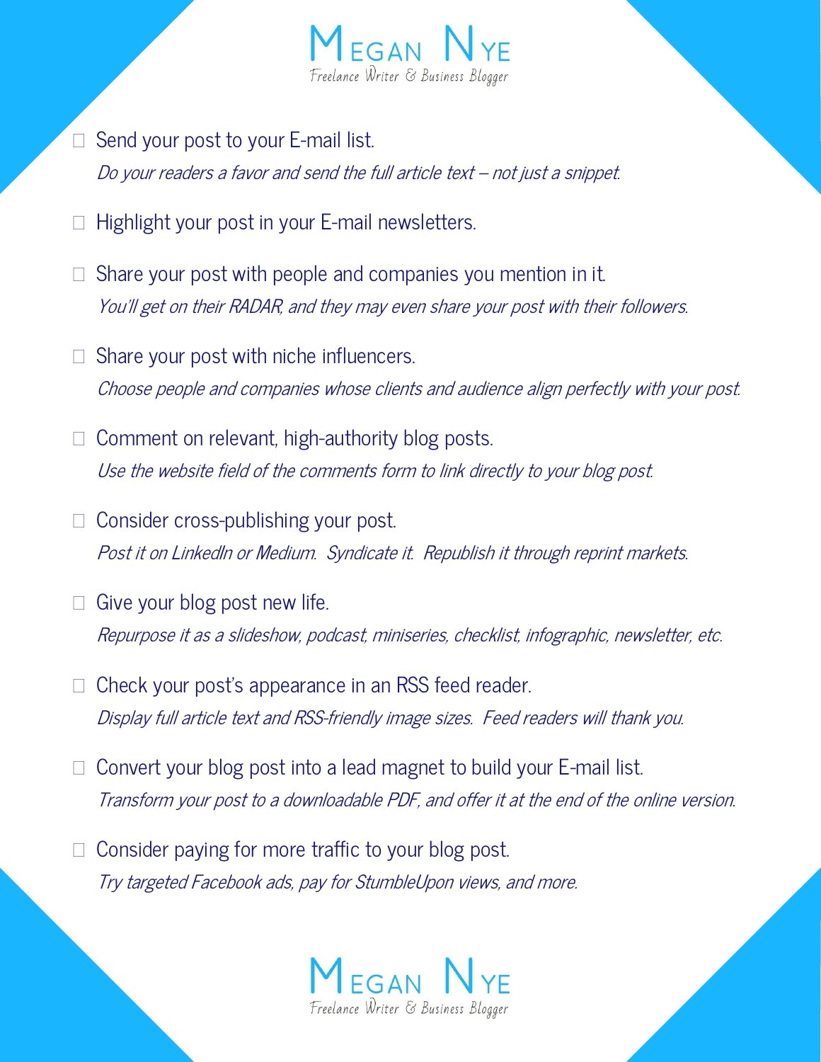- [ ] Send your post to your E-mail list.
  *Do your readers a favor and send the full article text – not just a snippet.*
- [ ] Highlight your post in your E-mail newsletters.
- [ ] Share your post with people and companies you mention in it.
  *You'll get on their RADAR, and they may even share your post with their followers.*
- [ ] Share your post with niche influencers.
  *Choose people and companies whose clients and audience align perfectly with your post.*
- [ ] Comment on relevant, high-authority blog posts.
  *Use the website field of the comments form to link directly to your blog post.*
- [ ] Consider cross-publishing your post.
  *Post it on LinkedIn or Medium. Syndicate it. Republish it through reprint markets.*
- [ ] Give your blog post new life.
  *Repurpose it as a slideshow, podcast, miniseries, checklist, infographic, newsletter, etc.*
- [ ] Check your post's appearance in an RSS feed reader.
  *Display full article text and RSS-friendly image sizes. Feed readers will thank you.*
- [ ] Convert your blog post into a lead magnet to build your E-mail list.
  *Transform your post to a downloadable PDF, and offer it at the end of the online version.*
- [ ] Consider paying for more traffic to your blog post.
  *Try targeted Facebook ads, pay for StumbleUpon views, and more.*